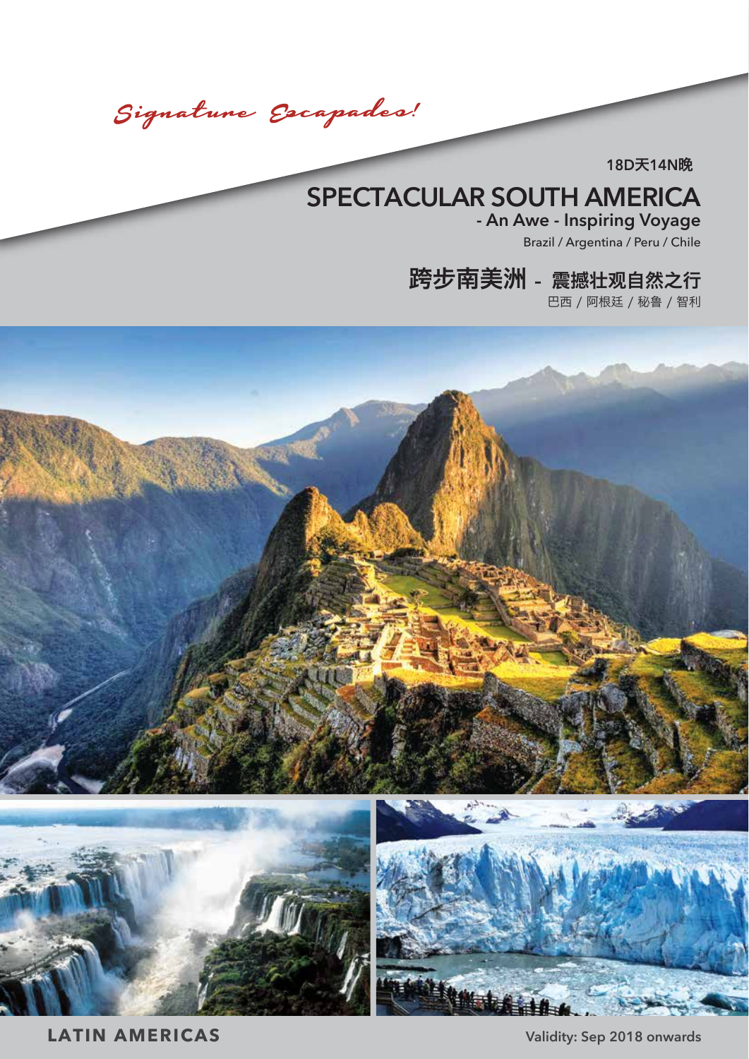*Signature Escapades!*

18D天14N晚

# SPECTACULAR SOUTH AMERICA

## - An Awe - Inspiring Voyage

Brazil / Argentina / Peru / Chile

## 跨步南美洲 - 震撼壮观自然之行

巴西 / 阿根廷 / 秘鲁 / 智利

**LATIN AMERICAS**

Validity: Sep 2018 onwards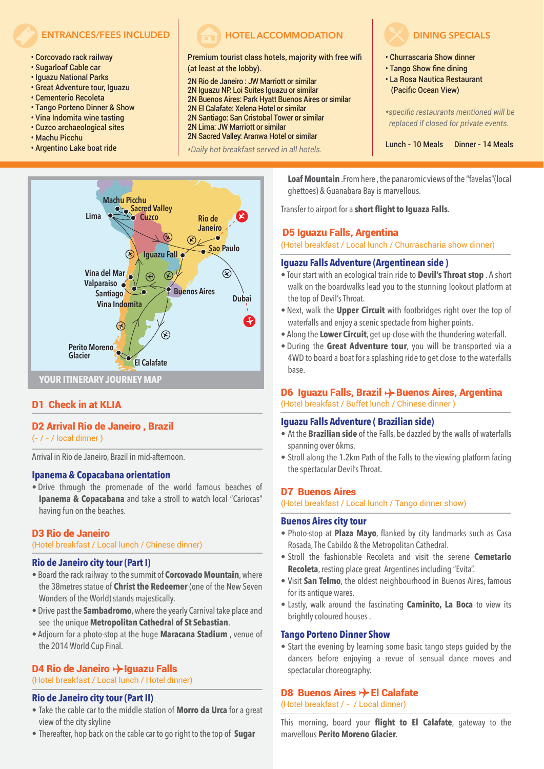## ENTRANCES/FEES INCLUDED

- Corcovado rack railway
- Sugarloaf Cable car
- Iguazu National Parks
- Great Adventure tour, Iguazu
- Cementerio Recoleta
- Tango Porteno Dinner & Show
- Vina Indomita wine tasting
- Cuzco archaeological sites
- Machu Picchu
- Argentino Lake boat ride

## HOTEL ACCOMMODATION

Premium tourist class hotels, majority with free wifi (at least at the lobby).

2N Rio de Janeiro : JW Marriott or similar
2N Iguazu NP. Loi Suites Iguazu or similar
2N Buenos Aires: Park Hyatt Buenos Aires or similar
2N El Calafate: Xelena Hotel or similar
2N Santiago: San Cristobal Tower or similar
2N Lima: JW Marriott or similar
2N Sacred Valley: Aranwa Hotel or similar

*Daily hot breakfast served in all hotels.*

## DINING SPECIALS

- Churrascaria Show dinner
- Tango Show fine dining
- La Rosa Nautica Restaurant (Pacific Ocean View)

*\*specific restaurants mentioned will be replaced if closed for private events.*

Lunch - 10 Meals    Dinner - 14 Meals

YOUR ITINERARY JOURNEY MAP

## D1 Check in at KLIA

## D2 Arrival Rio de Janeiro , Brazil

( - / - / local dinner )

Arrival in Rio de Janeiro, Brazil in mid-afternoon.

### Ipanema & Copacabana orientation

- Drive through the promenade of the world famous beaches of **Ipanema & Copacabana** and take a stroll to watch local "Cariocas" having fun on the beaches.

## D3 Rio de Janeiro

(Hotel breakfast / Local lunch / Chinese dinner)

### Rio de Janeiro city tour (Part I)

- Board the rack railway to the summit of **Corcovado Mountain**, where the 38metres statue of **Christ the Redeemer** (one of the New Seven Wonders of the World) stands majestically.
- Drive past the **Sambadromo**, where the yearly Carnival take place and see the unique **Metropolitan Cathedral of St Sebastian**.
- Adjourn for a photo-stop at the huge **Maracana Stadium** , venue of the 2014 World Cup Final.

## D4 Rio de Janeiro ✈ Iguazu Falls

(Hotel breakfast / Local lunch / Hotel dinner)

### Rio de Janeiro city tour (Part II)

- Take the cable car to the middle station of **Morro da Urca** for a great view of the city skyline
- Thereafter, hop back on the cable car to go right to the top of **Sugar Loaf Mountain** .From here , the panaromic views of the "favelas"(local ghettoes) & Guanabara Bay is marvellous.

Transfer to airport for a **short flight to Iguaza Falls**.

## D5 Iguazu Falls, Argentina

(Hotel breakfast / Local lunch / Churraschari a show dinner)

### Iguazu Falls Adventure (Argentinean side )

- Tour start with an ecological train ride to **Devil's Throat stop** . A short walk on the boardwalks lead you to the stunning lookout platform at the top of Devil's Throat.
- Next, walk the **Upper Circuit** with footbridges right over the top of waterfalls and enjoy a scenic spectacle from higher points.
- Along the **Lower Circuit**, get up-close with the thundering waterfall.
- During the **Great Adventure tour**, you will be transported via a 4WD to board a boat for a splashing ride to get close to the waterfalls base.

## D6 Iguazu Falls, Brazil ✈ Buenos Aires, Argentina

(Hotel breakfast / Buffet lunch / Chinese dinner )

### Iguazu Falls Adventure ( Brazilian side)

- At the **Brazilian side** of the Falls, be dazzled by the walls of waterfalls spanning over 6kms.
- Stroll along the 1.2km Path of the Falls to the viewing platform facing the spectacular Devil's Throat.

## D7 Buenos Aires

(Hotel breakfast / Local lunch / Tango dinner show)

### Buenos Aires city tour

- Photo-stop at **Plaza Mayo**, flanked by city landmarks such as Casa Rosada, The Cabildo & the Metropolitan Cathedral.
- Stroll the fashionable Recoleta and visit the serene **Cemetario Recoleta**, resting place great Argentines including "Evita".
- Visit **San Telmo**, the oldest neighbourhood in Buenos Aires, famous for its antique wares.
- Lastly, walk around the fascinating **Caminito, La Boca** to view its brightly coloured houses .

### Tango Porteno Dinner Show

- Start the evening by learning some basic tango steps guided by the dancers before enjoying a revue of sensual dance moves and spectacular choreography.

## D8 Buenos Aires ✈ El Calafate

(Hotel breakfast / - / Local dinner)

This morning, board your **flight to El Calafate**, gateway to the marvellous **Perito Moreno Glacier**.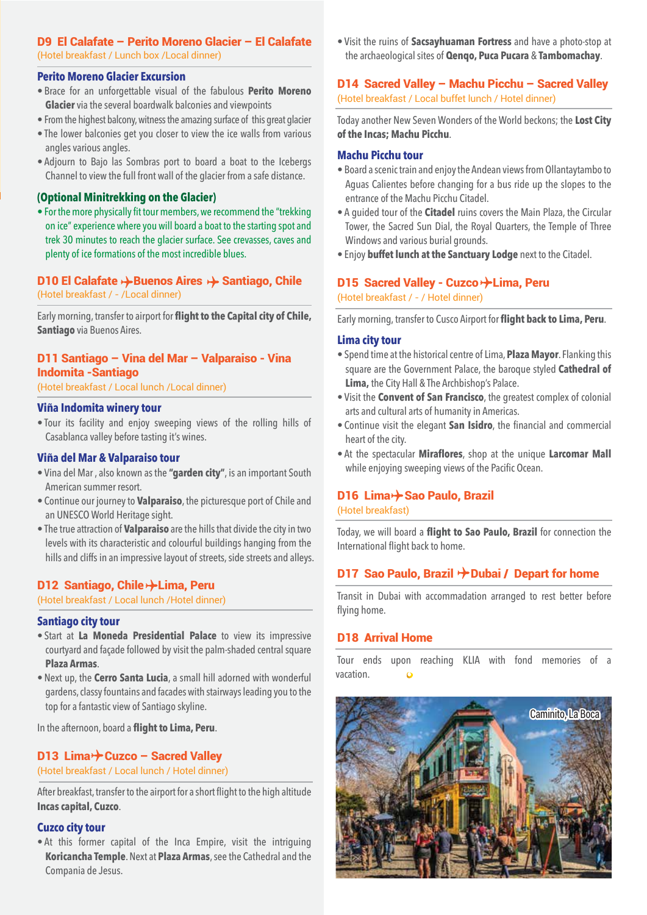## D9 El Calafate – Perito Moreno Glacier – El Calafate
(Hotel breakfast / Lunch box /Local dinner)

### Perito Moreno Glacier Excursion
- Brace for an unforgettable visual of the fabulous **Perito Moreno Glacier** via the several boardwalk balconies and viewpoints
- From the highest balcony, witness the amazing surface of this great glacier
- The lower balconies get you closer to view the ice walls from various angles various angles.
- Adjourn to Bajo las Sombras port to board a boat to the Icebergs Channel to view the full front wall of the glacier from a safe distance.

### (Optional Minitrekking on the Glacier)
- For the more physically fit tour members, we recommend the "trekking on ice" experience where you will board a boat to the starting spot and trek 30 minutes to reach the glacier surface. See crevasses, caves and plenty of ice formations of the most incredible blues.

## D10 El Calafate ✈ Buenos Aires ✈ Santiago, Chile
(Hotel breakfast / - /Local dinner)

Early morning, transfer to airport for **flight to the Capital city of Chile, Santiago** via Buenos Aires.

## D11 Santiago – Vina del Mar – Valparaiso - Vina Indomita -Santiago
(Hotel breakfast / Local lunch /Local dinner)

### Viña Indomita winery tour
- Tour its facility and enjoy sweeping views of the rolling hills of Casablanca valley before tasting it's wines.

### Viña del Mar & Valparaiso tour
- Vina del Mar , also known as the **"garden city"**, is an important South American summer resort.
- Continue our journey to **Valparaiso**, the picturesque port of Chile and an UNESCO World Heritage sight.
- The true attraction of **Valparaiso** are the hills that divide the city in two levels with its characteristic and colourful buildings hanging from the hills and cliffs in an impressive layout of streets, side streets and alleys.

## D12 Santiago, Chile ✈ Lima, Peru
(Hotel breakfast / Local lunch /Hotel dinner)

### Santiago city tour
- Start at **La Moneda Presidential Palace** to view its impressive courtyard and façade followed by visit the palm-shaded central square **Plaza Armas**.
- Next up, the **Cerro Santa Lucia**, a small hill adorned with wonderful gardens, classy fountains and facades with stairways leading you to the top for a fantastic view of Santiago skyline.

In the afternoon, board a **flight to Lima, Peru**.

## D13 Lima ✈ Cuzco – Sacred Valley
(Hotel breakfast / Local lunch / Hotel dinner)

After breakfast, transfer to the airport for a short flight to the high altitude **Incas capital, Cuzco**.

### Cuzco city tour
- At this former capital of the Inca Empire, visit the intriguing **Koricancha Temple**. Next at **Plaza Armas**, see the Cathedral and the Compania de Jesus.
- Visit the ruins of **Sacsayhuaman Fortress** and have a photo-stop at the archaeological sites of **Qenqo, Puca Pucara** & **Tambomachay**.

## D14 Sacred Valley – Machu Picchu – Sacred Valley
(Hotel breakfast / Local buffet lunch / Hotel dinner)

Today another New Seven Wonders of the World beckons; the **Lost City of the Incas; Machu Picchu**.

### Machu Picchu tour
- Board a scenic train and enjoy the Andean views from Ollantaytambo to Aguas Calientes before changing for a bus ride up the slopes to the entrance of the Machu Picchu Citadel.
- A guided tour of the **Citadel** ruins covers the Main Plaza, the Circular Tower, the Sacred Sun Dial, the Royal Quarters, the Temple of Three Windows and various burial grounds.
- Enjoy **buffet lunch at the Sanctuary Lodge** next to the Citadel.

## D15 Sacred Valley - Cuzco ✈ Lima, Peru
(Hotel breakfast / - / Hotel dinner)

Early morning, transfer to Cusco Airport for **flight back to Lima, Peru**.

### Lima city tour
- Spend time at the historical centre of Lima, **Plaza Mayor**. Flanking this square are the Government Palace, the baroque styled **Cathedral of Lima,** the City Hall & The Archbishop's Palace.
- Visit the **Convent of San Francisco**, the greatest complex of colonial arts and cultural arts of humanity in Americas.
- Continue visit the elegant **San Isidro**, the financial and commercial heart of the city.
- At the spectacular **Miraflores**, shop at the unique **Larcomar Mall** while enjoying sweeping views of the Pacific Ocean.

## D16 Lima ✈ Sao Paulo, Brazil
(Hotel breakfast)

Today, we will board a **flight to Sao Paulo, Brazil** for connection the International flight back to home.

## D17 Sao Paulo, Brazil ✈ Dubai / Depart for home

Transit in Dubai with accommodation arranged to rest better before flying home.

## D18 Arrival Home

Tour ends upon reaching KLIA with fond memories of a vacation.

Caminito, La Boca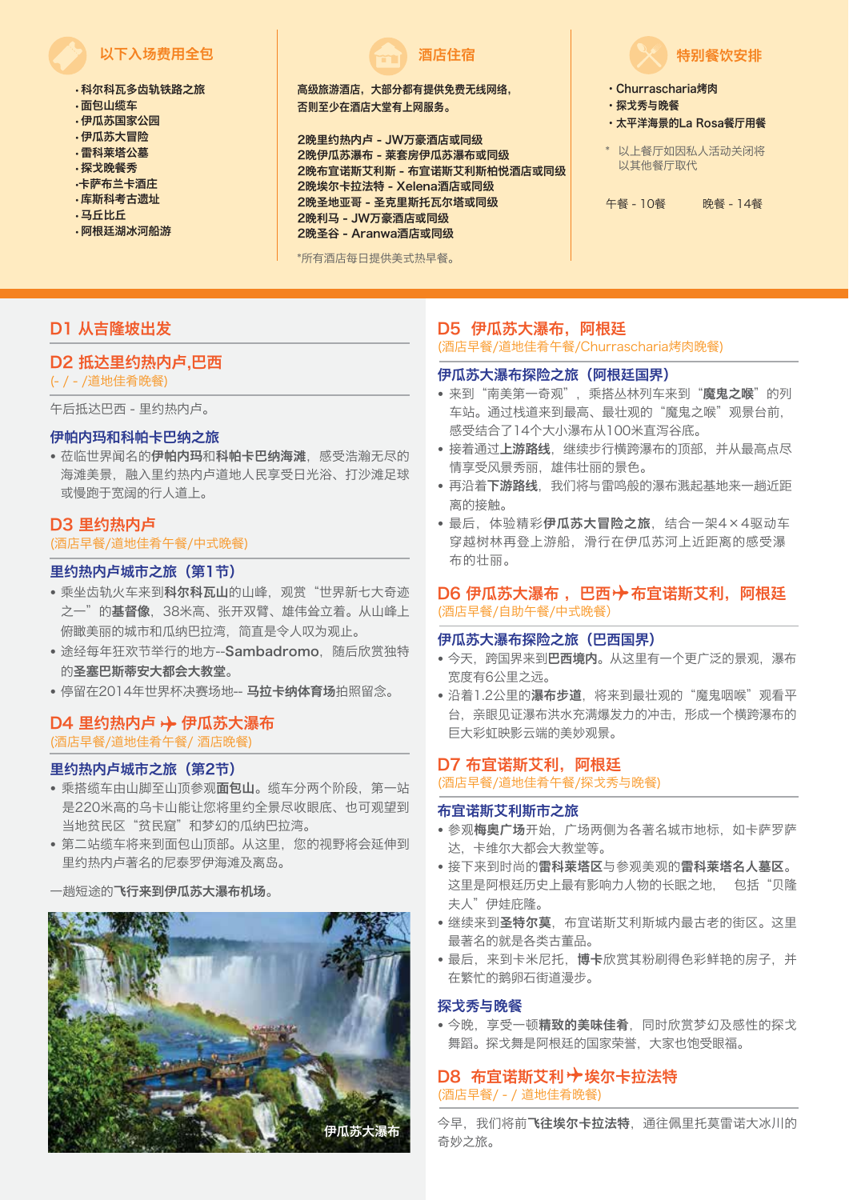## 以下入场费用全包

- 科尔科瓦多齿轨铁路之旅
- 面包山缆车
- 伊瓜苏国家公园
- 伊瓜苏大冒险
- 雷科莱塔公墓
- 探戈晚餐秀
- 卡萨布兰卡酒庄
- 库斯科考古遗址
- 马丘比丘
- 阿根廷湖冰河船游

## 酒店住宿

高级旅游酒店，大部分都有提供免费无线网络，否则至少在酒店大堂有上网服务。

2晚里约热内卢 - JW万豪酒店或同级
2晚伊瓜苏瀑布 - 莱赛房伊瓜苏瀑布或同级
2晚布宜诺斯艾利斯 - 布宜诺斯艾利斯柏悦酒店或同级
2晚埃尔卡拉法特 - Xelena酒店或同级
2晚圣地亚哥 - 圣克里斯托瓦尔塔或同级
2晚利马 - JW万豪酒店或同级
2晚圣谷 - Aranwa酒店或同级

*所有酒店每日提供美式热早餐。

## 特别餐饮安排

- Churrascharia烤肉
- 探戈秀与晚餐
- 太平洋海景的La Rosa餐厅用餐

* 以上餐厅如因私人活动关闭将以其他餐厅取代

午餐 - 10餐　　晚餐 - 14餐

## D1 从吉隆坡出发

## D2 抵达里约热内卢,巴西
(- / - /道地佳肴晚餐)

午后抵达巴西 - 里约热内卢。

### 伊帕内玛和科帕卡巴纳之旅
- 莅临世界闻名的**伊帕内玛和科帕卡巴纳海滩**，感受浩瀚无尽的海滩美景，融入里约热内卢道地人民享受日光浴、打沙滩足球或慢跑于宽阔的行人道上。

## D3 里约热内卢
(酒店早餐/道地佳肴午餐/中式晚餐)

### 里约热内卢城市之旅（第1节）
- 乘坐齿轨火车来到**科尔科瓦山**的山峰，观赏“世界新七大奇迹之一”的**基督像**，38米高、张开双臂、雄伟耸立着。从山峰上俯瞰美丽的城市和瓜纳巴拉湾，简直是令人叹为观止。
- 途经每年狂欢节举行的地方--Sambadromo，随后欣赏独特的**圣塞巴斯蒂安大都会大教堂**。
- 停留在2014年世界杯决赛场地-- **马拉卡纳体育场**拍照留念。

## D4 里约热内卢 ✈ 伊瓜苏大瀑布
(酒店早餐/道地佳肴午餐/ 酒店晚餐)

### 里约热内卢城市之旅（第2节）
- 乘搭缆车由山脚至山顶参观**面包山**。缆车分两个阶段，第一站是220米高的乌卡山能让您将里约全景尽收眼底、也可观望到当地贫民区“贫民窟”和梦幻的瓜纳巴拉湾。
- 第二站缆车将来到面包山顶部。从这里，您的视野将会延伸到里约热内卢著名的尼泰罗伊海滩及离岛。

一趟短途的**飞行来到伊瓜苏大瀑布机场**。

伊瓜苏大瀑布

## D5 伊瓜苏大瀑布，阿根廷
(酒店早餐/道地佳肴午餐/Churrascharia烤肉晚餐)

### 伊瓜苏大瀑布探险之旅（阿根廷国界）
- 来到“南美第一奇观”，乘搭丛林列车来到“**魔鬼之喉**”的列车站。通过栈道来到最高、最壮观的“魔鬼之喉”观景台前，感受结合了14个大小瀑布从100米直泻谷底。
- 接着通过**上游路线**，继续步行横跨瀑布的顶部，并从最高点尽情享受风景秀丽，雄伟壮丽的景色。
- 再沿着**下游路线**，我们将与雷鸣般的瀑布溅起基地来一趟近距离的接触。
- 最后，体验精彩**伊瓜苏大冒险之旅**，结合一架4×4驱动车穿越树林再登上游船，滑行在伊瓜苏河上近距离的感受瀑布的壮丽。

## D6 伊瓜苏大瀑布，巴西 ✈ 布宜诺斯艾利，阿根廷
(酒店早餐/自助午餐/中式晚餐)

### 伊瓜苏大瀑布探险之旅（巴西国界）
- 今天，跨国界来到**巴西境内**。从这里有一个更广泛的景观，瀑布宽度有6公里之远。
- 沿着1.2公里的**瀑布步道**，将来到最壮观的“魔鬼咽喉”观看平台，亲眼见证瀑布洪水充满爆发力的冲击，形成一个横跨瀑布的巨大彩虹映影云端的美妙观景。

## D7 布宜诺斯艾利，阿根廷
(酒店早餐/道地佳肴午餐/探戈秀与晚餐)

### 布宜诺斯艾利斯市之旅
- 参观**梅奥广场**开始，广场两侧为各著名城市地标，如卡萨罗萨达，卡维尔大都会大教堂等。
- 接下来到时尚的**雷科莱塔区**与参观美观的**雷科莱塔名人墓区**。这里是阿根廷历史上最有影响力人物的长眠之地，包括“贝隆夫人”伊娃庇隆。
- 继续来到**圣特尔莫**，布宜诺斯艾利斯城内最古老的街区。这里最著名的就是各类古董品。
- 最后，来到卡米尼托，**博卡**欣赏其粉刷得色彩鲜艳的房子，并在繁忙的鹅卵石街道漫步。

### 探戈秀与晚餐
- 今晚，享受一顿**精致的美味佳肴**，同时欣赏梦幻及感性的探戈舞蹈。探戈舞是阿根廷的国家荣誉，大家也饱受眼福。

## D8 布宜诺斯艾利 ✈ 埃尔卡拉法特
(酒店早餐/ - / 道地佳肴晚餐)

今早，我们将前**飞往埃尔卡拉法特**，通往佩里托莫雷诺大冰川的奇妙之旅。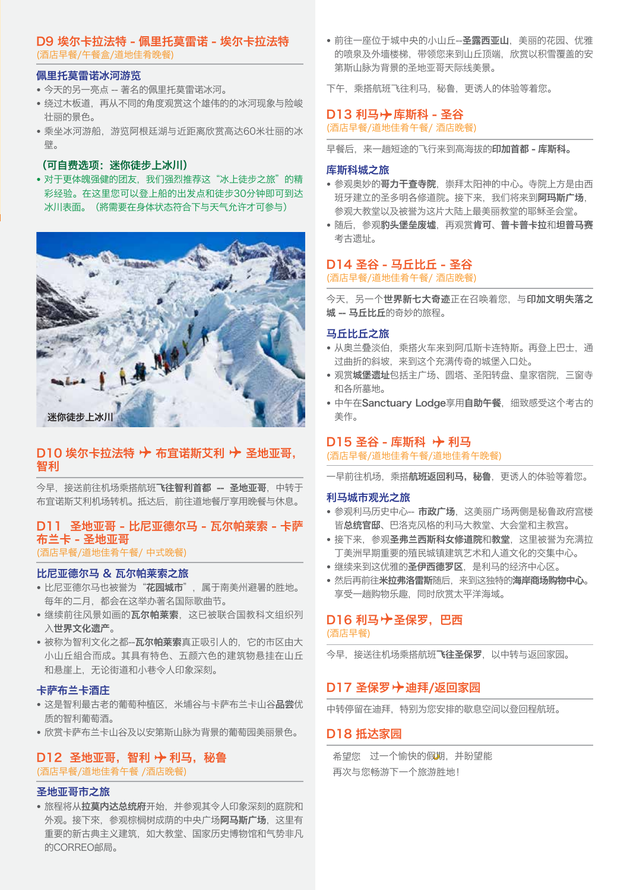## D9 埃尔卡拉法特 - 佩里托莫雷诺 - 埃尔卡拉法特
(酒店早餐/午餐盒/道地佳肴晚餐)

### 佩里托莫雷诺冰河游览
- 今天的另一亮点 -- 著名的佩里托莫雷诺冰河。
- 绕过木板道，再从不同的角度观赏这个雄伟的的冰河现象与险峻壮丽的景色。
- 乘坐冰河游船，游览阿根廷湖与近距离欣赏高达60米壮丽的冰壁。

### (可自费选项：迷你徒步上冰川)
- 对于更体魄强健的团友，我们强烈推荐这"冰上徒步之旅"的精彩经验。在这里您可以登上船的出发点和徒步30分钟即可到达冰川表面。(将需要在身体状态符合下与天气允许才可参与)

迷你徒步上冰川

## D10 埃尔卡拉法特 ✈ 布宜诺斯艾利 ✈ 圣地亚哥，智利

今早，接送前往机场乘搭航班**飞往智利首都 -- 圣地亚哥**，中转于布宜诺斯艾利机场转机。抵达后，前往道地餐厅享用晚餐与休息。

## D11 圣地亚哥 - 比尼亚德尔马 - 瓦尔帕莱索 - 卡萨布兰卡 - 圣地亚哥
(酒店早餐/道地佳肴午餐/ 中式晚餐)

### 比尼亚德尔马 & 瓦尔帕莱索之旅
- 比尼亚德尔马也被誉为"**花园城市**"，属于南美洲避暑的胜地。每年的二月，都会在这举办著名国际歌曲节。
- 继续前往风景如画的**瓦尔帕莱索**，这已被联合国教科文组织列入**世界文化遗产**。
- 被称为智利文化之都--**瓦尔帕莱索**真正吸引人的，它的市区由大小山丘组合而成。其具有特色、五颜六色的建筑物悬挂在山丘和悬崖上，无论街道和小巷令人印象深刻。

### 卡萨布兰卡酒庄
- 这是智利最古老的葡萄种植区，米埔谷与卡萨布兰卡山谷**品尝**优质的智利葡萄酒。
- 欣赏卡萨布兰卡山谷及以安第斯山脉为背景的葡萄园美丽景色。

## D12 圣地亚哥，智利 ✈ 利马，秘鲁
(酒店早餐/道地佳肴午餐 /酒店晚餐)

### 圣地亚哥市之旅
- 旅程将从**拉莫内达总统府**开始，并参观其令人印象深刻的庭院和外观。接下来，参观棕榈树成荫的中央广场**阿马斯广场**，这里有重要的新古典主义建筑，如大教堂、国家历史博物馆和气势非凡的CORREO邮局。
- 前往一座位于城中央的小山丘--**圣露西亚山**，美丽的花园、优雅的喷泉及外墙楼梯，带领您来到山丘顶端，欣赏以积雪覆盖的安第斯山脉为背景的圣地亚哥天际线美景。

下午，乘搭航班飞往利马，秘鲁，更诱人的体验等着您。

## D13 利马 ✈ 库斯科 - 圣谷
(酒店早餐/道地佳肴午餐/ 酒店晚餐)

早餐后，来一趟短途的飞行来到高海拔的**印加首都 - 库斯科**。

### 库斯科城之旅
- 参观奥妙的**哥力干查寺院**，崇拜太阳神的中心。寺院上方是由西班牙建立的圣多明各修道院。接下来，我们将来到**阿玛斯广场**，参观大教堂以及被誉为这片大陆上最美丽教堂的耶稣圣会堂。
- 随后，参观**豹头堡垒废墟**，再观赏**肯可**、**普卡普卡拉**和**坦普马赛**考古遗址。

## D14 圣谷 - 马丘比丘 - 圣谷
(酒店早餐/道地佳肴午餐/ 酒店晚餐)

今天，另一个**世界新七大奇迹**正在召唤着您，与**印加文明失落之城 -- 马丘比丘**的奇妙的旅程。

### 马丘比丘之旅
- 从奥兰叠淡伯，乘搭火车来到阿瓜斯卡连特斯。再登上巴士，通过曲折的斜坡，来到这个充满传奇的城堡入口处。
- 观赏**城堡遗址**包括主广场、圆塔、圣阳转盘、皇家宿院，三窗寺和各所墓地。
- 中午在Sanctuary Lodge享用**自助午餐**，细致感受这个考古的美作。

## D15 圣谷 - 库斯科 ✈ 利马
(酒店早餐/道地佳肴午餐/道地佳肴午晚餐)

一早前往机场，乘搭**航班返回利马，秘鲁**，更诱人的体验等着您。

### 利马城市观光之旅
- 参观利马历史中心-- **市政广场**，这美丽广场两侧是秘鲁政府宫楼皆**总统官邸**、巴洛克风格的利马大教堂、大会堂和主教宫。
- 接下来，参观**圣弗兰西斯科女修道院**和**教堂**，这里被誉为充满拉丁美洲早期重要的殖民城镇建筑艺术和人道文化的交集中心。
- 继续来到这优雅的**圣伊西德罗区**，是利马的经济中心区。
- 然后再前往**米拉弗洛雷斯**随后，来到这独特的**海岸商场购物中心**。享受一趟购物乐趣，同时欣赏太平洋海域。

## D16 利马 ✈ 圣保罗，巴西
(酒店早餐)

今早，接送往机场乘搭航班**飞往圣保罗**，以中转与返回家园。

## D17 圣保罗 ✈ 迪拜/返回家园

中转停留在迪拜，特别为您安排的歇息空间以登回程航班。

## D18 抵达家园

希望您 过一个愉快的假期，并盼望能再次与您畅游下一个旅游胜地！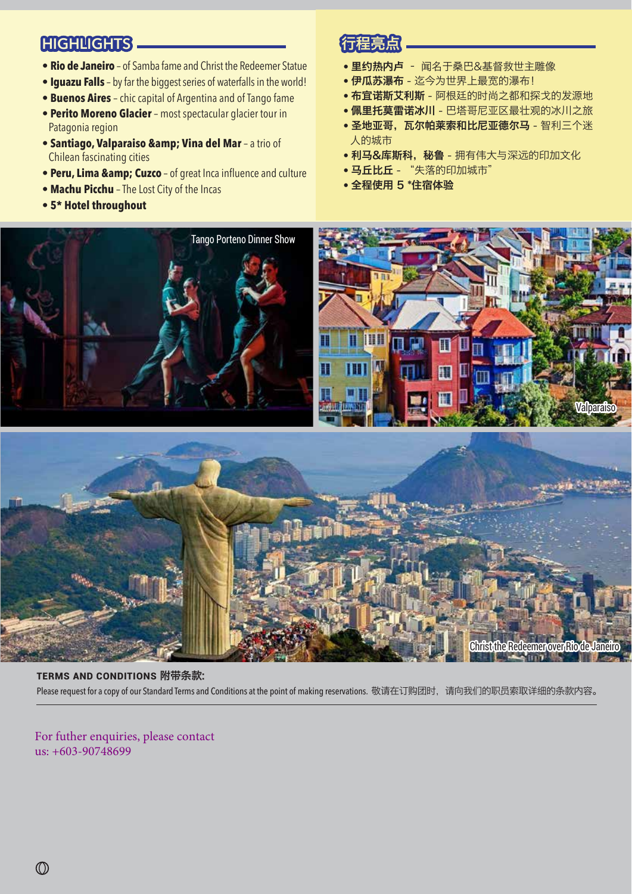## HIGHLIGHTS

- **Rio de Janeiro** – of Samba fame and Christ the Redeemer Statue
- **Iguazu Falls** – by far the biggest series of waterfalls in the world!
- **Buenos Aires** – chic capital of Argentina and of Tango fame
- **Perito Moreno Glacier** – most spectacular glacier tour in Patagonia region
- **Santiago, Valparaiso &amp; Vina del Mar** – a trio of Chilean fascinating cities
- **Peru, Lima &amp; Cuzco** – of great Inca influence and culture
- **Machu Picchu** – The Lost City of the Incas
- **5* Hotel throughout**

## 行程亮点

- **里约热内卢** - 闻名于桑巴&基督救世主雕像
- **伊瓜苏瀑布** - 迄今为世界上最宽的瀑布！
- **布宜诺斯艾利斯** - 阿根廷的时尚之都和探戈的发源地
- **佩里托莫雷诺冰川** - 巴塔哥尼亚区最壮观的冰川之旅
- **圣地亚哥，瓦尔帕莱索和比尼亚德尔马** - 智利三个迷人的城市
- **利马&库斯科，秘鲁** - 拥有伟大与深远的印加文化
- **马丘比丘** - "失落的印加城市"
- **全程使用 5 *住宿体验**

Tango Porteno Dinner Show

Valparaiso

Christ the Redeemer over Rio de Janeiro

**TERMS AND CONDITIONS 附带条款:**

Please request for a copy of our Standard Terms and Conditions at the point of making reservations. 敬请在订购团时，请向我们的职员索取详细的条款内容。

For futher enquiries, please contact us: +603-90748699